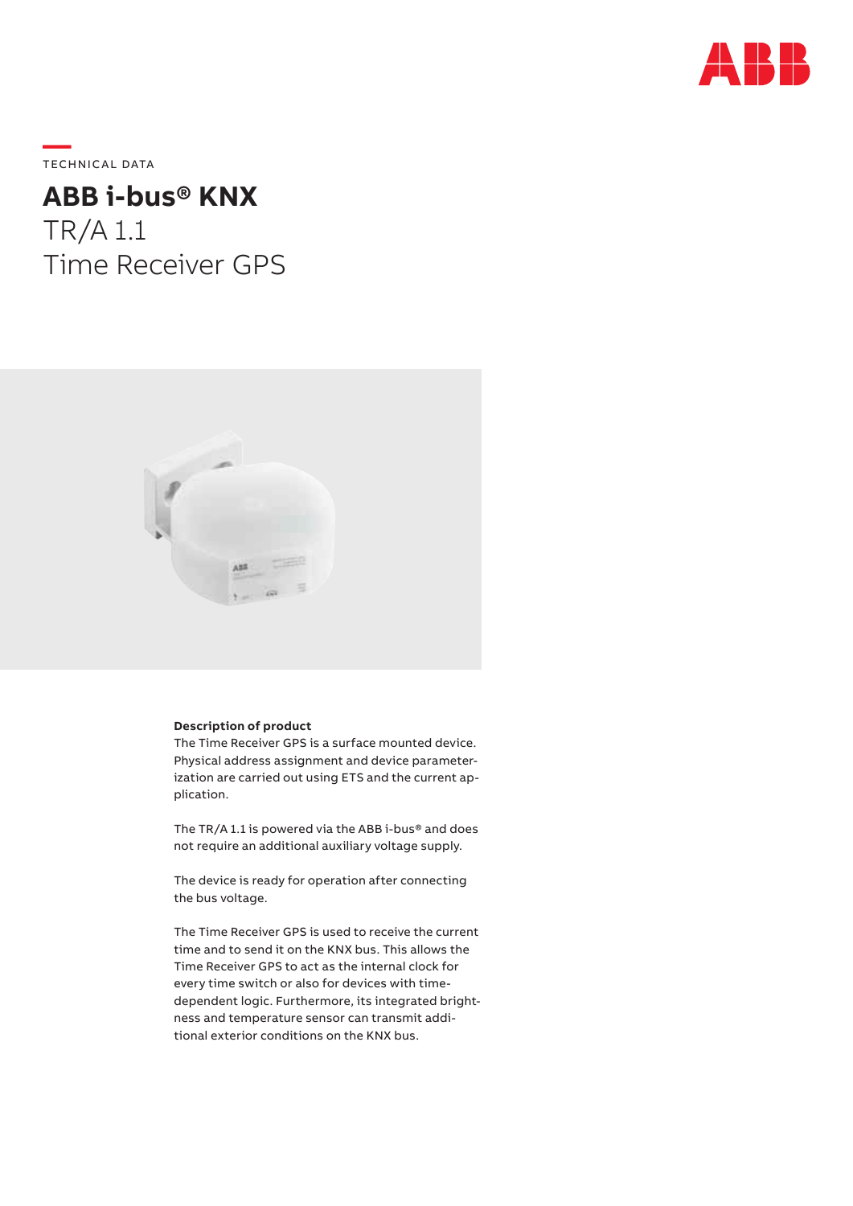TECHNICAL DATA

# ABB i-bus® KNX

## TR/A 1.1
## Time Receiver GPS

**Description of product**

The Time Receiver GPS is a surface mounted device. Physical address assignment and device parameterization are carried out using ETS and the current application.

The TR/A 1.1 is powered via the ABB i-bus® and does not require an additional auxiliary voltage supply.

The device is ready for operation after connecting the bus voltage.

The Time Receiver GPS is used to receive the current time and to send it on the KNX bus. This allows the Time Receiver GPS to act as the internal clock for every time switch or also for devices with time-dependent logic. Furthermore, its integrated brightness and temperature sensor can transmit additional exterior conditions on the KNX bus.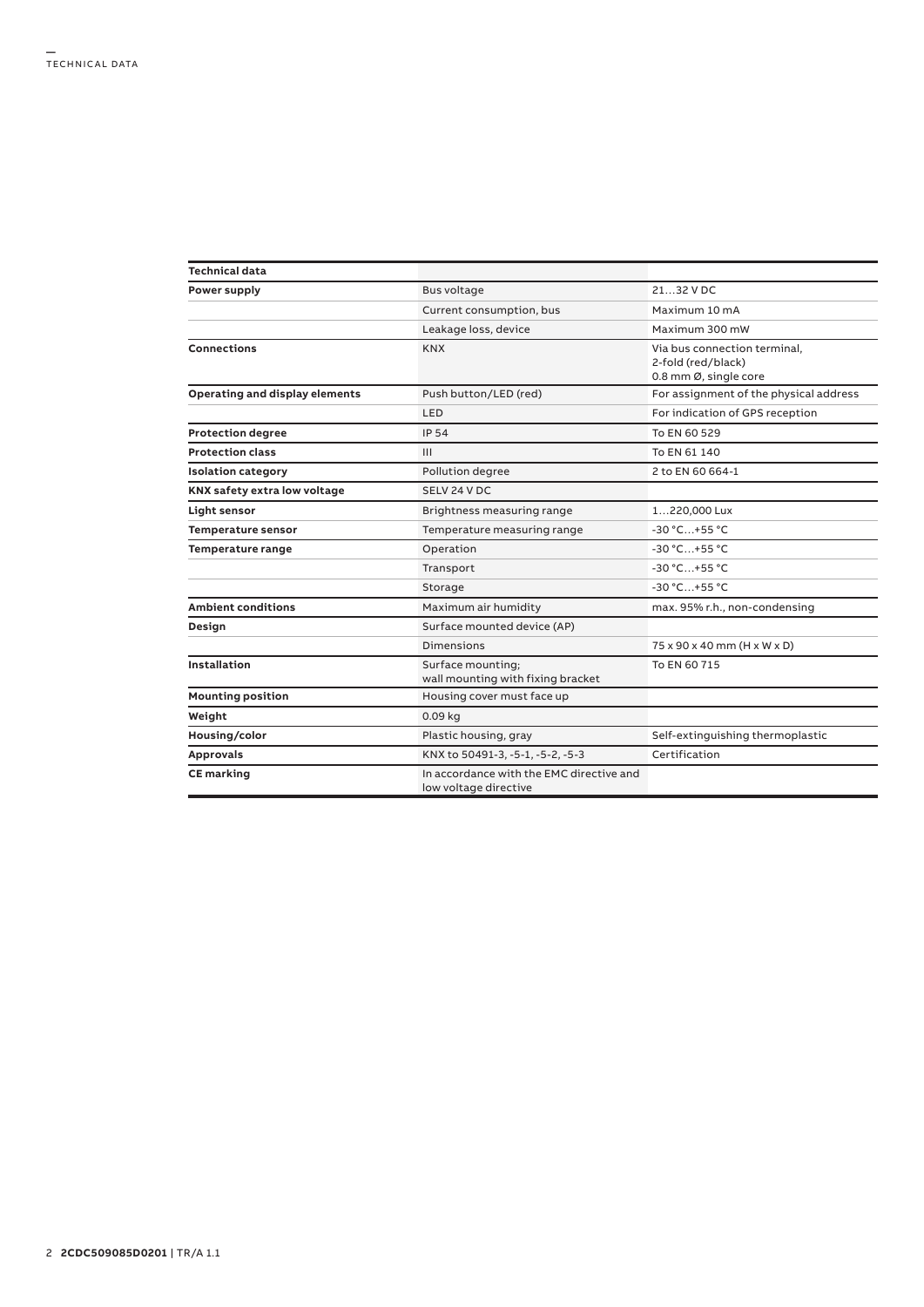## TECHNICAL DATA

| Technical data | | |
|---|---|---|
| **Power supply** | Bus voltage | 21…32 V DC |
| | Current consumption, bus | Maximum 10 mA |
| | Leakage loss, device | Maximum 300 mW |
| **Connections** | KNX | Via bus connection terminal, 2-fold (red/black) 0.8 mm Ø, single core |
| **Operating and display elements** | Push button/LED (red) | For assignment of the physical address |
| | LED | For indication of GPS reception |
| **Protection degree** | IP 54 | To EN 60 529 |
| **Protection class** | III | To EN 61 140 |
| **Isolation category** | Pollution degree | 2 to EN 60 664-1 |
| **KNX safety extra low voltage** | SELV 24 V DC | |
| **Light sensor** | Brightness measuring range | 1…220,000 Lux |
| **Temperature sensor** | Temperature measuring range | -30 °C…+55 °C |
| **Temperature range** | Operation | -30 °C…+55 °C |
| | Transport | -30 °C…+55 °C |
| | Storage | -30 °C…+55 °C |
| **Ambient conditions** | Maximum air humidity | max. 95% r.h., non-condensing |
| **Design** | Surface mounted device (AP) | |
| | Dimensions | 75 x 90 x 40 mm (H x W x D) |
| **Installation** | Surface mounting; wall mounting with fixing bracket | To EN 60 715 |
| **Mounting position** | Housing cover must face up | |
| **Weight** | 0.09 kg | |
| **Housing/color** | Plastic housing, gray | Self-extinguishing thermoplastic |
| **Approvals** | KNX to 50491-3, -5-1, -5-2, -5-3 | Certification |
| **CE marking** | In accordance with the EMC directive and low voltage directive | |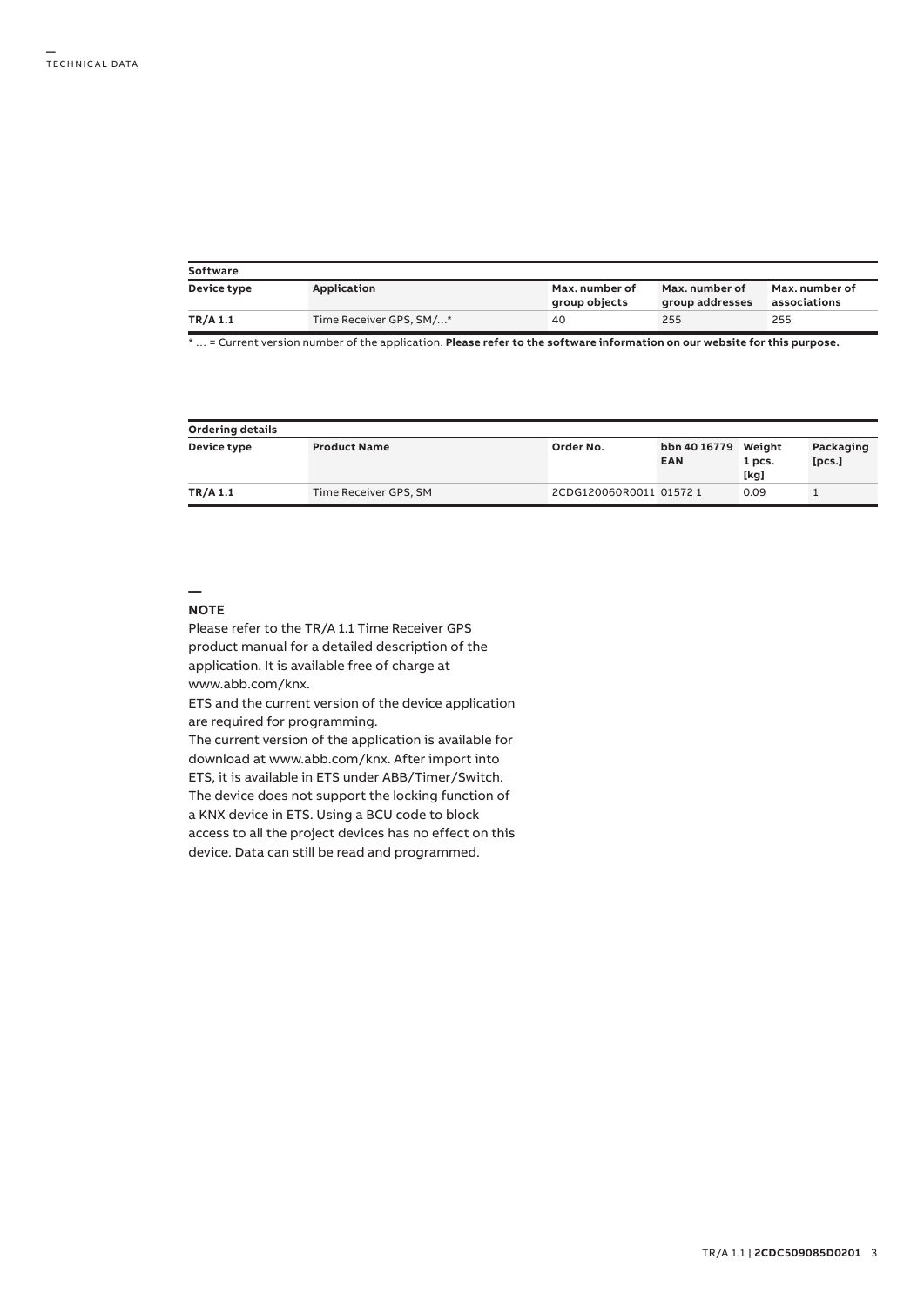## Software

| Device type | Application | Max. number of group objects | Max. number of group addresses | Max. number of associations |
|---|---|---|---|---|
| **TR/A 1.1** | Time Receiver GPS, SM/…* | 40 | 255 | 255 |

\* … = Current version number of the application. **Please refer to the software information on our website for this purpose.**

## Ordering details

| Device type | Product Name | Order No. | bbn 40 16779 EAN | Weight 1 pcs. [kg] | Packaging [pcs.] |
|---|---|---|---|---|---|
| **TR/A 1.1** | Time Receiver GPS, SM | 2CDG120060R0011 | 01572 1 | 0.09 | 1 |

## NOTE

Please refer to the TR/A 1.1 Time Receiver GPS product manual for a detailed description of the application. It is available free of charge at www.abb.com/knx.

ETS and the current version of the device application are required for programming.

The current version of the application is available for download at www.abb.com/knx. After import into ETS, it is available in ETS under ABB/Timer/Switch.

The device does not support the locking function of a KNX device in ETS. Using a BCU code to block access to all the project devices has no effect on this device. Data can still be read and programmed.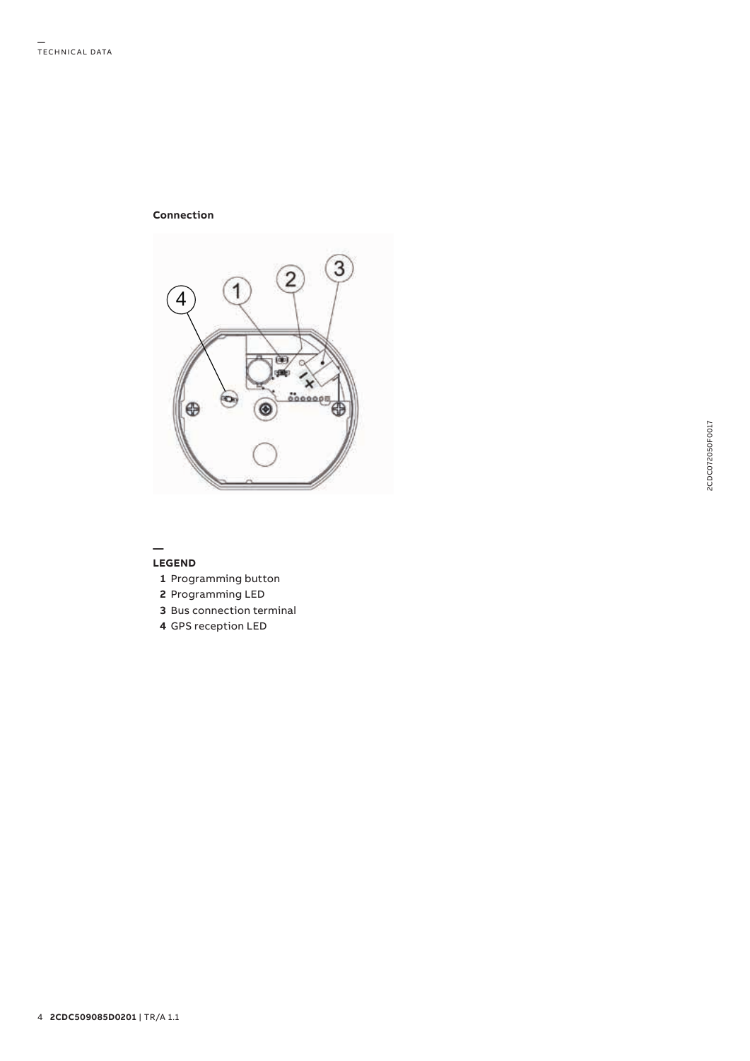**Connection**

—
**LEGEND**

**1** Programming button
**2** Programming LED
**3** Bus connection terminal
**4** GPS reception LED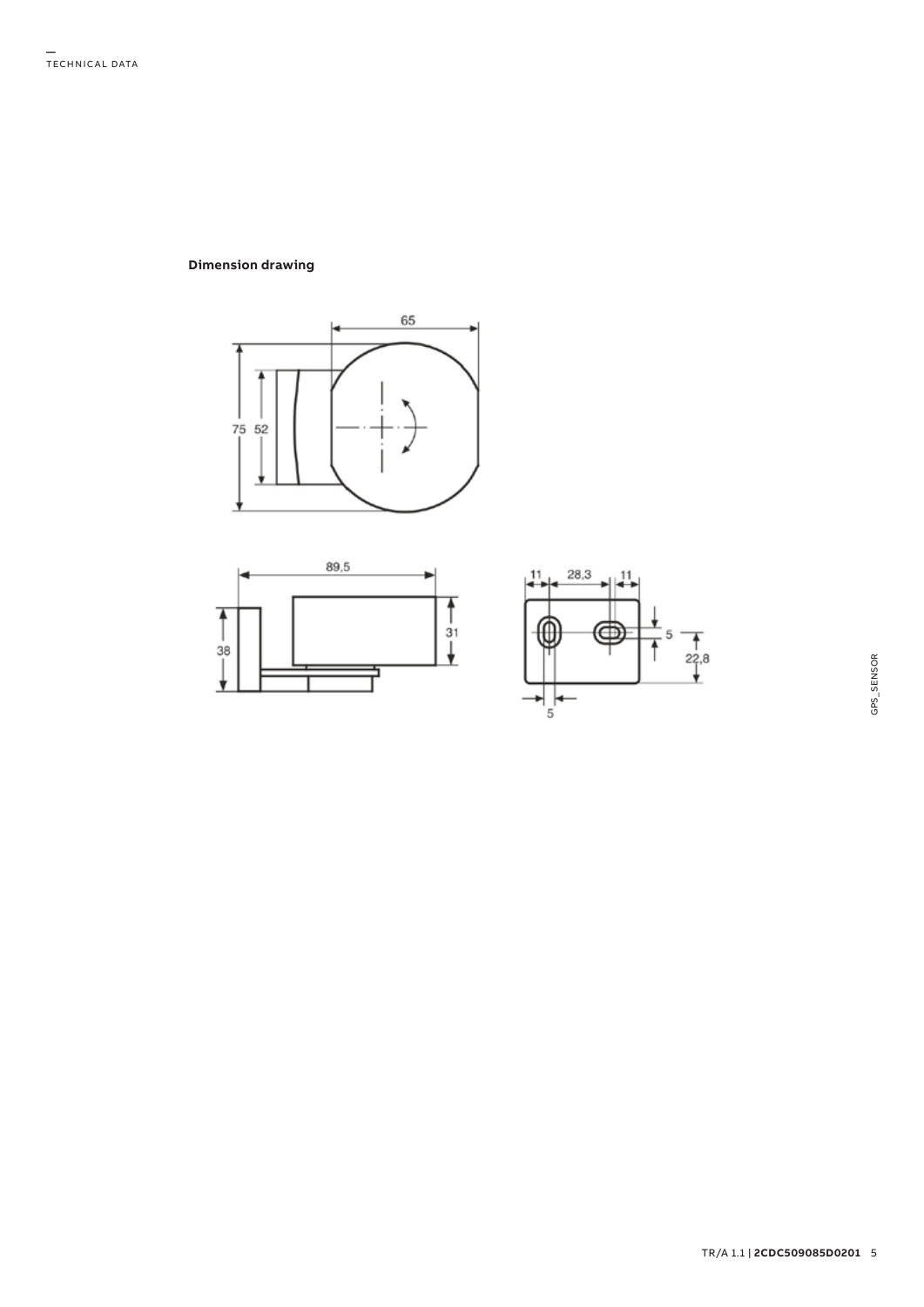**Dimension drawing**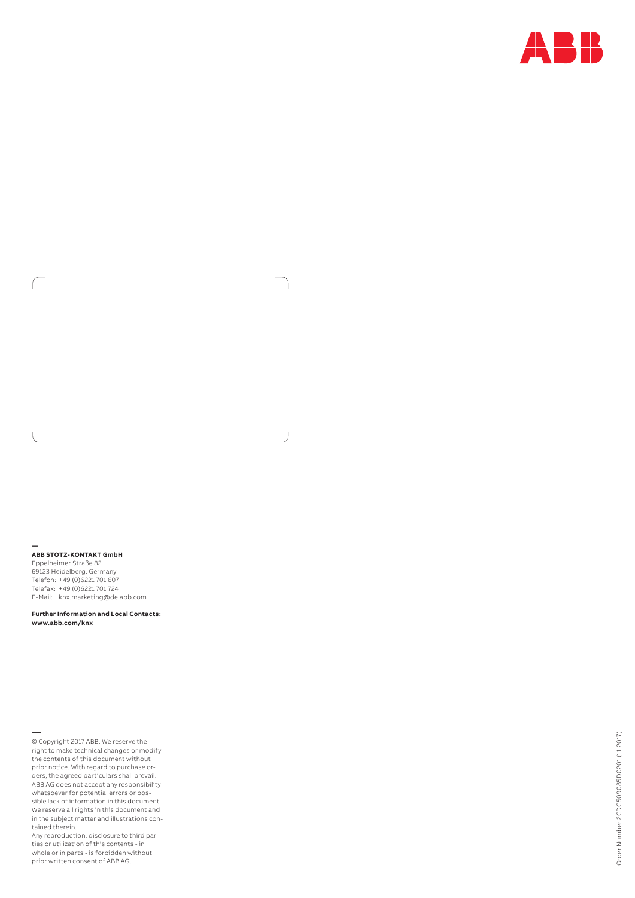**ABB STOTZ-KONTAKT GmbH**
Eppelheimer Straße 82
69123 Heidelberg, Germany
Telefon: +49 (0)6221 701 607
Telefax: +49 (0)6221 701 724
E-Mail: knx.marketing@de.abb.com

**Further Information and Local Contacts:**
**www.abb.com/knx**

© Copyright 2017 ABB. We reserve the right to make technical changes or modify the contents of this document without prior notice. With regard to purchase orders, the agreed particulars shall prevail. ABB AG does not accept any responsibility whatsoever for potential errors or possible lack of information in this document. We reserve all rights in this document and in the subject matter and illustrations contained therein.
Any reproduction, disclosure to third parties or utilization of this contents - in whole or in parts - is forbidden without prior written consent of ABB AG.

Order Number 2CDC509085D0201 (11.2017)